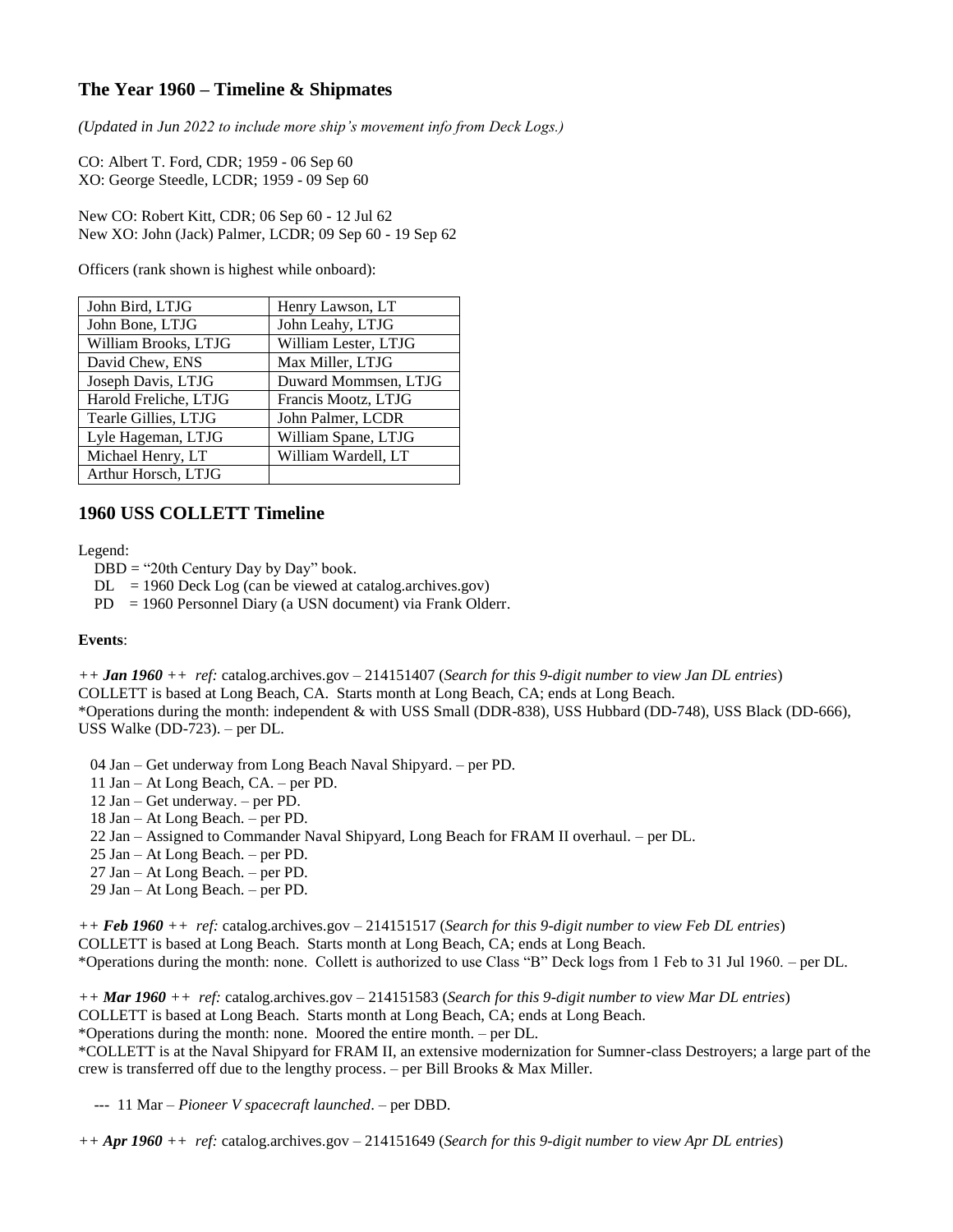## The Year 1960 – Timeline & Shipmates

*(Updated in Jun 2022 to include more ship's movement info from Deck Logs.)*

CO: Albert T. Ford, CDR; 1959 - 06 Sep 60
XO: George Steedle, LCDR; 1959 - 09 Sep 60

New CO: Robert Kitt, CDR; 06 Sep 60 - 12 Jul 62
New XO: John (Jack) Palmer, LCDR; 09 Sep 60 - 19 Sep 62

Officers (rank shown is highest while onboard):

| | |
|---|---|
| John Bird, LTJG | Henry Lawson, LT |
| John Bone, LTJG | John Leahy, LTJG |
| William Brooks, LTJG | William Lester, LTJG |
| David Chew, ENS | Max Miller, LTJG |
| Joseph Davis, LTJG | Duward Mommsen, LTJG |
| Harold Freliche, LTJG | Francis Mootz, LTJG |
| Tearle Gillies, LTJG | John Palmer, LCDR |
| Lyle Hageman, LTJG | William Spane, LTJG |
| Michael Henry, LT | William Wardell, LT |
| Arthur Horsch, LTJG | |

## 1960 USS COLLETT Timeline

Legend:

- DBD = "20th Century Day by Day" book.
- DL = 1960 Deck Log (can be viewed at catalog.archives.gov)
- PD = 1960 Personnel Diary (a USN document) via Frank Olderr.

**Events**:

*++ **Jan 1960** ++ ref:* catalog.archives.gov – 214151407 (*Search for this 9-digit number to view Jan DL entries*)
COLLETT is based at Long Beach, CA. Starts month at Long Beach, CA; ends at Long Beach.
*Operations during the month: independent & with USS Small (DDR-838), USS Hubbard (DD-748), USS Black (DD-666), USS Walke (DD-723). – per DL.

- 04 Jan – Get underway from Long Beach Naval Shipyard. – per PD.
- 11 Jan – At Long Beach, CA. – per PD.
- 12 Jan – Get underway. – per PD.
- 18 Jan – At Long Beach. – per PD.
- 22 Jan – Assigned to Commander Naval Shipyard, Long Beach for FRAM II overhaul. – per DL.
- 25 Jan – At Long Beach. – per PD.
- 27 Jan – At Long Beach. – per PD.
- 29 Jan – At Long Beach. – per PD.

*++ **Feb 1960** ++ ref:* catalog.archives.gov – 214151517 (*Search for this 9-digit number to view Feb DL entries*)
COLLETT is based at Long Beach. Starts month at Long Beach, CA; ends at Long Beach.
*Operations during the month: none. Collett is authorized to use Class "B" Deck logs from 1 Feb to 31 Jul 1960. – per DL.

*++ **Mar 1960** ++ ref:* catalog.archives.gov – 214151583 (*Search for this 9-digit number to view Mar DL entries*)
COLLETT is based at Long Beach. Starts month at Long Beach, CA; ends at Long Beach.
*Operations during the month: none. Moored the entire month. – per DL.
*COLLETT is at the Naval Shipyard for FRAM II, an extensive modernization for Sumner-class Destroyers; a large part of the crew is transferred off due to the lengthy process. – per Bill Brooks & Max Miller.

--- 11 Mar – *Pioneer V spacecraft launched*. – per DBD.

*++ **Apr 1960** ++ ref:* catalog.archives.gov – 214151649 (*Search for this 9-digit number to view Apr DL entries*)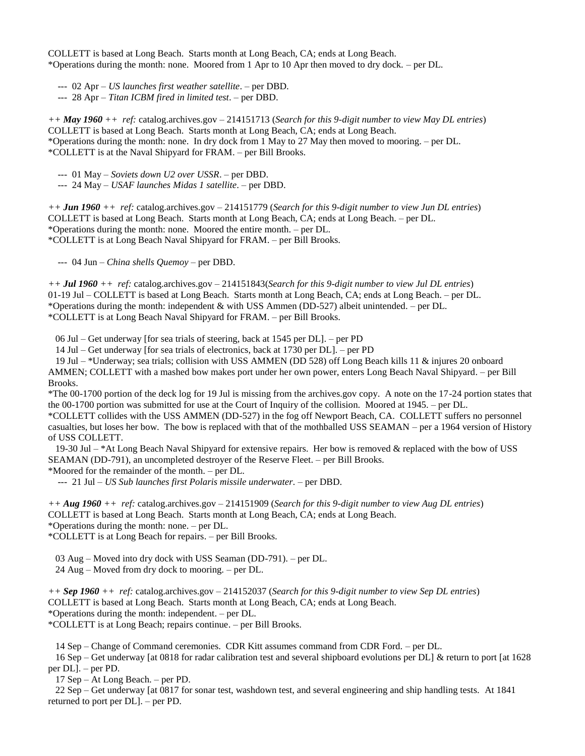COLLETT is based at Long Beach. Starts month at Long Beach, CA; ends at Long Beach.
*Operations during the month: none. Moored from 1 Apr to 10 Apr then moved to dry dock. – per DL.

--- 02 Apr – *US launches first weather satellite*. – per DBD.
--- 28 Apr – *Titan ICBM fired in limited test*. – per DBD.

*++ **May 1960** ++ ref:* catalog.archives.gov – 214151713 (*Search for this 9-digit number to view May DL entries*)
COLLETT is based at Long Beach. Starts month at Long Beach, CA; ends at Long Beach.
*Operations during the month: none. In dry dock from 1 May to 27 May then moved to mooring. – per DL.
*COLLETT is at the Naval Shipyard for FRAM. – per Bill Brooks.

--- 01 May – *Soviets down U2 over USSR*. – per DBD.
--- 24 May – *USAF launches Midas 1 satellite*. – per DBD.

*++ **Jun 1960** ++ ref:* catalog.archives.gov – 214151779 (*Search for this 9-digit number to view Jun DL entries*)
COLLETT is based at Long Beach. Starts month at Long Beach, CA; ends at Long Beach. – per DL.
*Operations during the month: none. Moored the entire month. – per DL.
*COLLETT is at Long Beach Naval Shipyard for FRAM. – per Bill Brooks.

--- 04 Jun – *China shells Quemoy* – per DBD.

*++ **Jul 1960** ++ ref:* catalog.archives.gov – 214151843(*Search for this 9-digit number to view Jul DL entries*)
01-19 Jul – COLLETT is based at Long Beach. Starts month at Long Beach, CA; ends at Long Beach. – per DL.
*Operations during the month: independent & with USS Ammen (DD-527) albeit unintended. – per DL.
*COLLETT is at Long Beach Naval Shipyard for FRAM. – per Bill Brooks.

06 Jul – Get underway [for sea trials of steering, back at 1545 per DL]. – per PD
14 Jul – Get underway [for sea trials of electronics, back at 1730 per DL]. – per PD
19 Jul – *Underway; sea trials; collision with USS AMMEN (DD 528) off Long Beach kills 11 & injures 20 onboard AMMEN; COLLETT with a mashed bow makes port under her own power, enters Long Beach Naval Shipyard. – per Bill Brooks.
*The 00-1700 portion of the deck log for 19 Jul is missing from the archives.gov copy. A note on the 17-24 portion states that the 00-1700 portion was submitted for use at the Court of Inquiry of the collision. Moored at 1945. – per DL.
*COLLETT collides with the USS AMMEN (DD-527) in the fog off Newport Beach, CA. COLLETT suffers no personnel casualties, but loses her bow. The bow is replaced with that of the mothballed USS SEAMAN – per a 1964 version of History of USS COLLETT.
19-30 Jul – *At Long Beach Naval Shipyard for extensive repairs. Her bow is removed & replaced with the bow of USS SEAMAN (DD-791), an uncompleted destroyer of the Reserve Fleet. – per Bill Brooks.
*Moored for the remainder of the month. – per DL.
--- 21 Jul – *US Sub launches first Polaris missile underwater*. – per DBD.

*++ **Aug 1960** ++ ref:* catalog.archives.gov – 214151909 (*Search for this 9-digit number to view Aug DL entries*)
COLLETT is based at Long Beach. Starts month at Long Beach, CA; ends at Long Beach.
*Operations during the month: none. – per DL.
*COLLETT is at Long Beach for repairs. – per Bill Brooks.

03 Aug – Moved into dry dock with USS Seaman (DD-791). – per DL.
24 Aug – Moved from dry dock to mooring. – per DL.

*++ **Sep 1960** ++ ref:* catalog.archives.gov – 214152037 (*Search for this 9-digit number to view Sep DL entries*)
COLLETT is based at Long Beach. Starts month at Long Beach, CA; ends at Long Beach.
*Operations during the month: independent. – per DL.
*COLLETT is at Long Beach; repairs continue. – per Bill Brooks.

14 Sep – Change of Command ceremonies. CDR Kitt assumes command from CDR Ford. – per DL.
16 Sep – Get underway [at 0818 for radar calibration test and several shipboard evolutions per DL] & return to port [at 1628 per DL]. – per PD.
17 Sep – At Long Beach. – per PD.
22 Sep – Get underway [at 0817 for sonar test, washdown test, and several engineering and ship handling tests. At 1841 returned to port per DL]. – per PD.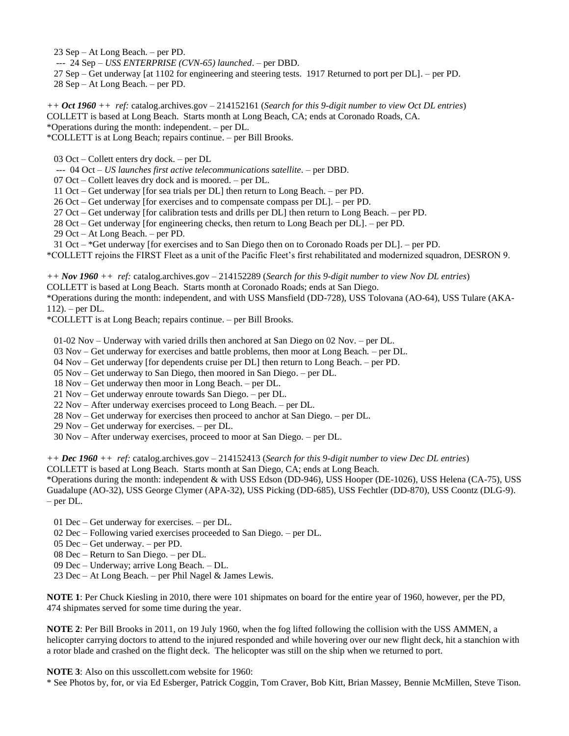23 Sep – At Long Beach. – per PD.

--- 24 Sep – *USS ENTERPRISE (CVN-65) launched*. – per DBD.

27 Sep – Get underway [at 1102 for engineering and steering tests. 1917 Returned to port per DL]. – per PD.

28 Sep – At Long Beach. – per PD.

*++ **Oct 1960** ++ ref:* catalog.archives.gov – 214152161 (*Search for this 9-digit number to view Oct DL entries*)
COLLETT is based at Long Beach. Starts month at Long Beach, CA; ends at Coronado Roads, CA.
*Operations during the month: independent. – per DL.
*COLLETT is at Long Beach; repairs continue. – per Bill Brooks.

03 Oct – Collett enters dry dock. – per DL

--- 04 Oct – *US launches first active telecommunications satellite*. – per DBD.

07 Oct – Collett leaves dry dock and is moored. – per DL.

11 Oct – Get underway [for sea trials per DL] then return to Long Beach. – per PD.

26 Oct – Get underway [for exercises and to compensate compass per DL]. – per PD.

27 Oct – Get underway [for calibration tests and drills per DL] then return to Long Beach. – per PD.

28 Oct – Get underway [for engineering checks, then return to Long Beach per DL]. – per PD.

29 Oct – At Long Beach. – per PD.

31 Oct – *Get underway [for exercises and to San Diego then on to Coronado Roads per DL]. – per PD.

*COLLETT rejoins the FIRST Fleet as a unit of the Pacific Fleet's first rehabilitated and modernized squadron, DESRON 9.

*++ **Nov 1960** ++ ref:* catalog.archives.gov – 214152289 (*Search for this 9-digit number to view Nov DL entries*)
COLLETT is based at Long Beach. Starts month at Coronado Roads; ends at San Diego.
*Operations during the month: independent, and with USS Mansfield (DD-728), USS Tolovana (AO-64), USS Tulare (AKA-112). – per DL.
*COLLETT is at Long Beach; repairs continue. – per Bill Brooks.

01-02 Nov – Underway with varied drills then anchored at San Diego on 02 Nov. – per DL.

03 Nov – Get underway for exercises and battle problems, then moor at Long Beach. – per DL.

04 Nov – Get underway [for dependents cruise per DL] then return to Long Beach. – per PD.

05 Nov – Get underway to San Diego, then moored in San Diego. – per DL.

18 Nov – Get underway then moor in Long Beach. – per DL.

21 Nov – Get underway enroute towards San Diego. – per DL.

22 Nov – After underway exercises proceed to Long Beach. – per DL.

28 Nov – Get underway for exercises then proceed to anchor at San Diego. – per DL.

29 Nov – Get underway for exercises. – per DL.

30 Nov – After underway exercises, proceed to moor at San Diego. – per DL.

*++ **Dec 1960** ++ ref:* catalog.archives.gov – 214152413 (*Search for this 9-digit number to view Dec DL entries*)
COLLETT is based at Long Beach. Starts month at San Diego, CA; ends at Long Beach.
*Operations during the month: independent & with USS Edson (DD-946), USS Hooper (DE-1026), USS Helena (CA-75), USS Guadalupe (AO-32), USS George Clymer (APA-32), USS Picking (DD-685), USS Fechtler (DD-870), USS Coontz (DLG-9). – per DL.

01 Dec – Get underway for exercises. – per DL.

02 Dec – Following varied exercises proceeded to San Diego. – per DL.

05 Dec – Get underway. – per PD.

08 Dec – Return to San Diego. – per DL.

09 Dec – Underway; arrive Long Beach. – DL.

23 Dec – At Long Beach. – per Phil Nagel & James Lewis.

**NOTE 1**: Per Chuck Kiesling in 2010, there were 101 shipmates on board for the entire year of 1960, however, per the PD, 474 shipmates served for some time during the year.

**NOTE 2**: Per Bill Brooks in 2011, on 19 July 1960, when the fog lifted following the collision with the USS AMMEN, a helicopter carrying doctors to attend to the injured responded and while hovering over our new flight deck, hit a stanchion with a rotor blade and crashed on the flight deck. The helicopter was still on the ship when we returned to port.

**NOTE 3**: Also on this usscollett.com website for 1960:
* See Photos by, for, or via Ed Esberger, Patrick Coggin, Tom Craver, Bob Kitt, Brian Massey, Bennie McMillen, Steve Tison.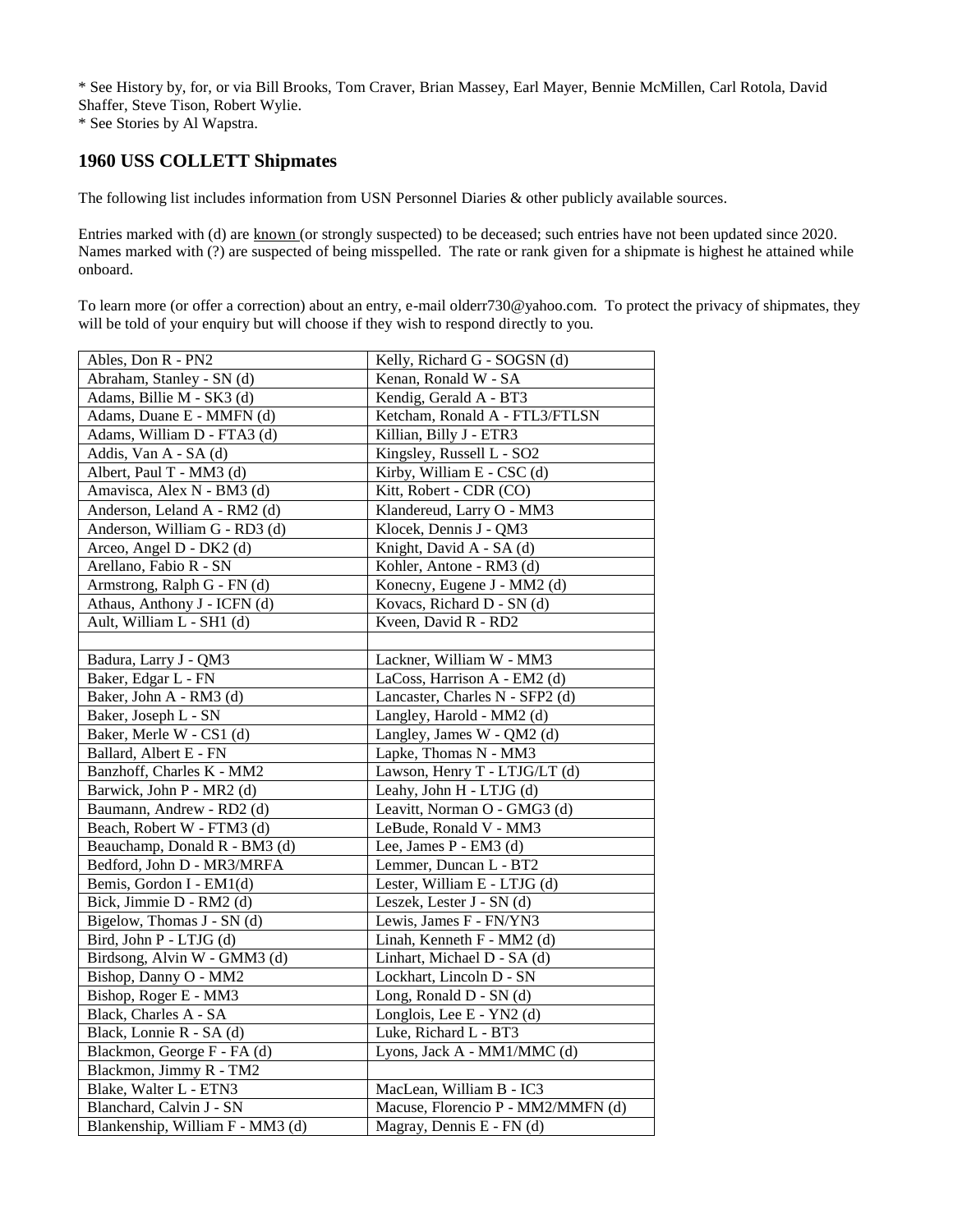* See History by, for, or via Bill Brooks, Tom Craver, Brian Massey, Earl Mayer, Bennie McMillen, Carl Rotola, David Shaffer, Steve Tison, Robert Wylie.
* See Stories by Al Wapstra.

## 1960 USS COLLETT Shipmates

The following list includes information from USN Personnel Diaries & other publicly available sources.

Entries marked with (d) are known (or strongly suspected) to be deceased; such entries have not been updated since 2020. Names marked with (?) are suspected of being misspelled. The rate or rank given for a shipmate is highest he attained while onboard.

To learn more (or offer a correction) about an entry, e-mail olderr730@yahoo.com. To protect the privacy of shipmates, they will be told of your enquiry but will choose if they wish to respond directly to you.

| | |
|---|---|
| Ables, Don R - PN2 | Kelly, Richard G - SOGSN (d) |
| Abraham, Stanley - SN (d) | Kenan, Ronald W - SA |
| Adams, Billie M - SK3 (d) | Kendig, Gerald A - BT3 |
| Adams, Duane E - MMFN (d) | Ketcham, Ronald A - FTL3/FTLSN |
| Adams, William D - FTA3 (d) | Killian, Billy J - ETR3 |
| Addis, Van A - SA (d) | Kingsley, Russell L - SO2 |
| Albert, Paul T - MM3 (d) | Kirby, William E - CSC (d) |
| Amavisca, Alex N - BM3 (d) | Kitt, Robert - CDR (CO) |
| Anderson, Leland A - RM2 (d) | Klandereud, Larry O - MM3 |
| Anderson, William G - RD3 (d) | Klocek, Dennis J - QM3 |
| Arceo, Angel D - DK2 (d) | Knight, David A - SA (d) |
| Arellano, Fabio R - SN | Kohler, Antone - RM3 (d) |
| Armstrong, Ralph G - FN (d) | Konecny, Eugene J - MM2 (d) |
| Athaus, Anthony J - ICFN (d) | Kovacs, Richard D - SN (d) |
| Ault, William L - SH1 (d) | Kveen, David R - RD2 |
| | |
| Badura, Larry J - QM3 | Lackner, William W - MM3 |
| Baker, Edgar L - FN | LaCoss, Harrison A - EM2 (d) |
| Baker, John A - RM3 (d) | Lancaster, Charles N - SFP2 (d) |
| Baker, Joseph L - SN | Langley, Harold - MM2 (d) |
| Baker, Merle W - CS1 (d) | Langley, James W - QM2 (d) |
| Ballard, Albert E - FN | Lapke, Thomas N - MM3 |
| Banzhoff, Charles K - MM2 | Lawson, Henry T - LTJG/LT (d) |
| Barwick, John P - MR2 (d) | Leahy, John H - LTJG (d) |
| Baumann, Andrew - RD2 (d) | Leavitt, Norman O - GMG3 (d) |
| Beach, Robert W - FTM3 (d) | LeBude, Ronald V - MM3 |
| Beauchamp, Donald R - BM3 (d) | Lee, James P - EM3 (d) |
| Bedford, John D - MR3/MRFA | Lemmer, Duncan L - BT2 |
| Bemis, Gordon I - EM1(d) | Lester, William E - LTJG (d) |
| Bick, Jimmie D - RM2 (d) | Leszek, Lester J - SN (d) |
| Bigelow, Thomas J - SN (d) | Lewis, James F - FN/YN3 |
| Bird, John P - LTJG (d) | Linah, Kenneth F - MM2 (d) |
| Birdsong, Alvin W - GMM3 (d) | Linhart, Michael D - SA (d) |
| Bishop, Danny O - MM2 | Lockhart, Lincoln D - SN |
| Bishop, Roger E - MM3 | Long, Ronald D - SN (d) |
| Black, Charles A - SA | Longlois, Lee E - YN2 (d) |
| Black, Lonnie R - SA (d) | Luke, Richard L - BT3 |
| Blackmon, George F - FA (d) | Lyons, Jack A - MM1/MMC (d) |
| Blackmon, Jimmy R - TM2 | |
| Blake, Walter L - ETN3 | MacLean, William B - IC3 |
| Blanchard, Calvin J - SN | Macuse, Florencio P - MM2/MMFN (d) |
| Blankenship, William F - MM3 (d) | Magray, Dennis E - FN (d) |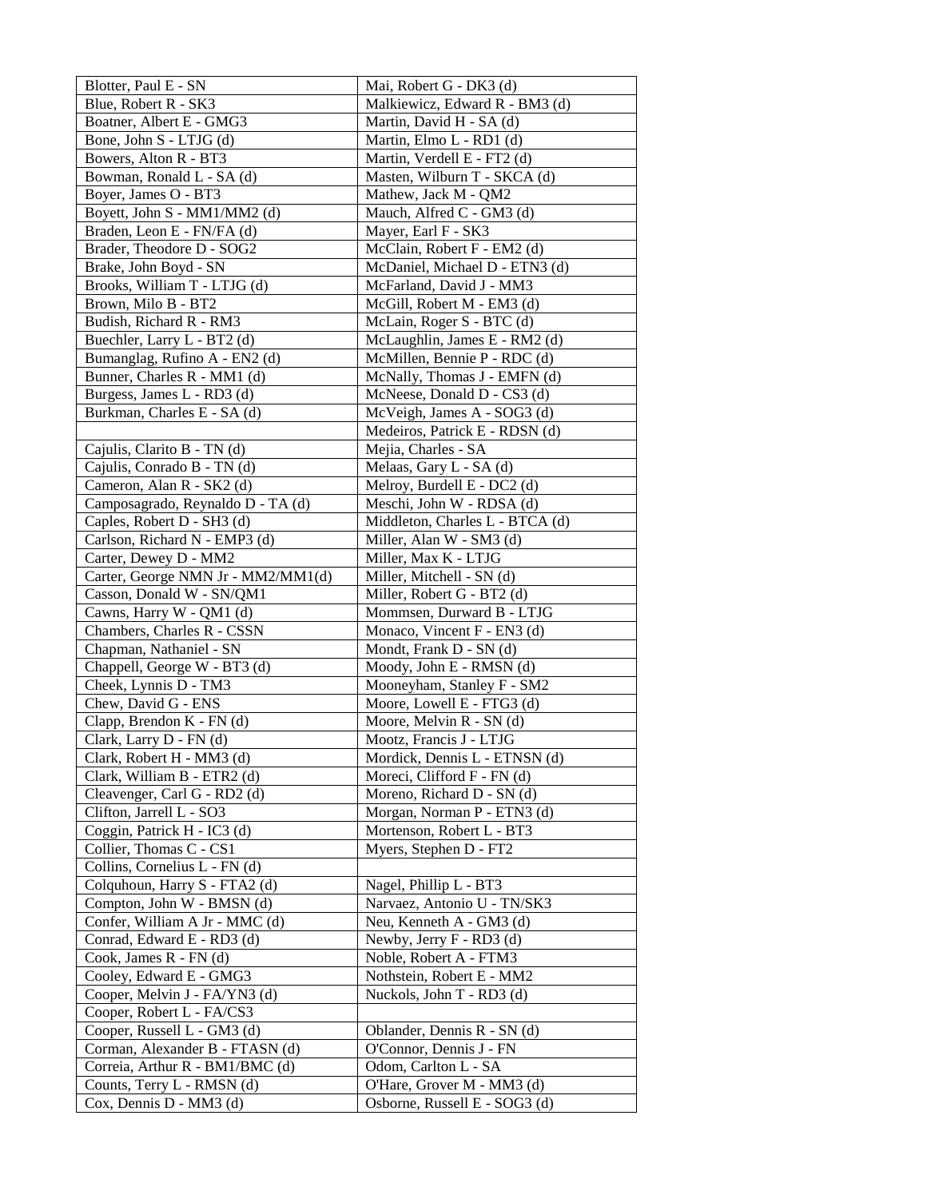| Blotter, Paul E - SN | Mai, Robert G - DK3 (d) |
|---|---|
| Blue, Robert R - SK3 | Malkiewicz, Edward R - BM3 (d) |
| Boatner, Albert E - GMG3 | Martin, David H - SA (d) |
| Bone, John S - LTJG (d) | Martin, Elmo L - RD1 (d) |
| Bowers, Alton R - BT3 | Martin, Verdell E - FT2 (d) |
| Bowman, Ronald L - SA (d) | Masten, Wilburn T - SKCA (d) |
| Boyer, James O - BT3 | Mathew, Jack M - QM2 |
| Boyett, John S - MM1/MM2 (d) | Mauch, Alfred C - GM3 (d) |
| Braden, Leon E - FN/FA (d) | Mayer, Earl F - SK3 |
| Brader, Theodore D - SOG2 | McClain, Robert F - EM2 (d) |
| Brake, John Boyd - SN | McDaniel, Michael D - ETN3 (d) |
| Brooks, William T - LTJG (d) | McFarland, David J - MM3 |
| Brown, Milo B - BT2 | McGill, Robert M - EM3 (d) |
| Budish, Richard R - RM3 | McLain, Roger S - BTC (d) |
| Buechler, Larry L - BT2 (d) | McLaughlin, James E - RM2 (d) |
| Bumanglag, Rufino A - EN2 (d) | McMillen, Bennie P - RDC (d) |
| Bunner, Charles R - MM1 (d) | McNally, Thomas J - EMFN (d) |
| Burgess, James L - RD3 (d) | McNeese, Donald D - CS3 (d) |
| Burkman, Charles E - SA (d) | McVeigh, James A - SOG3 (d) |
| | Medeiros, Patrick E - RDSN (d) |
| Cajulis, Clarito B - TN (d) | Mejia, Charles - SA |
| Cajulis, Conrado B - TN (d) | Melaas, Gary L - SA (d) |
| Cameron, Alan R - SK2 (d) | Melroy, Burdell E - DC2 (d) |
| Camposagrado, Reynaldo D - TA (d) | Meschi, John W - RDSA (d) |
| Caples, Robert D - SH3 (d) | Middleton, Charles L - BTCA (d) |
| Carlson, Richard N - EMP3 (d) | Miller, Alan W - SM3 (d) |
| Carter, Dewey D - MM2 | Miller, Max K - LTJG |
| Carter, George NMN Jr - MM2/MM1(d) | Miller, Mitchell - SN (d) |
| Casson, Donald W - SN/QM1 | Miller, Robert G - BT2 (d) |
| Cawns, Harry W - QM1 (d) | Mommsen, Durward B - LTJG |
| Chambers, Charles R - CSSN | Monaco, Vincent F - EN3 (d) |
| Chapman, Nathaniel - SN | Mondt, Frank D - SN (d) |
| Chappell, George W - BT3 (d) | Moody, John E - RMSN (d) |
| Cheek, Lynnis D - TM3 | Mooneyham, Stanley F - SM2 |
| Chew, David G - ENS | Moore, Lowell E - FTG3 (d) |
| Clapp, Brendon K - FN (d) | Moore, Melvin R - SN (d) |
| Clark, Larry D - FN (d) | Mootz, Francis J - LTJG |
| Clark, Robert H - MM3 (d) | Mordick, Dennis L - ETNSN (d) |
| Clark, William B - ETR2 (d) | Moreci, Clifford F - FN (d) |
| Cleavenger, Carl G - RD2 (d) | Moreno, Richard D - SN (d) |
| Clifton, Jarrell L - SO3 | Morgan, Norman P - ETN3 (d) |
| Coggin, Patrick H - IC3 (d) | Mortenson, Robert L - BT3 |
| Collier, Thomas C - CS1 | Myers, Stephen D - FT2 |
| Collins, Cornelius L - FN (d) | |
| Colquhoun, Harry S - FTA2 (d) | Nagel, Phillip L - BT3 |
| Compton, John W - BMSN (d) | Narvaez, Antonio U - TN/SK3 |
| Confer, William A Jr - MMC (d) | Neu, Kenneth A - GM3 (d) |
| Conrad, Edward E - RD3 (d) | Newby, Jerry F - RD3 (d) |
| Cook, James R - FN (d) | Noble, Robert A - FTM3 |
| Cooley, Edward E - GMG3 | Nothstein, Robert E - MM2 |
| Cooper, Melvin J - FA/YN3 (d) | Nuckols, John T - RD3 (d) |
| Cooper, Robert L - FA/CS3 | |
| Cooper, Russell L - GM3 (d) | Oblander, Dennis R - SN (d) |
| Corman, Alexander B - FTASN (d) | O'Connor, Dennis J - FN |
| Correia, Arthur R - BM1/BMC (d) | Odom, Carlton L - SA |
| Counts, Terry L - RMSN (d) | O'Hare, Grover M - MM3 (d) |
| Cox, Dennis D - MM3 (d) | Osborne, Russell E - SOG3 (d) |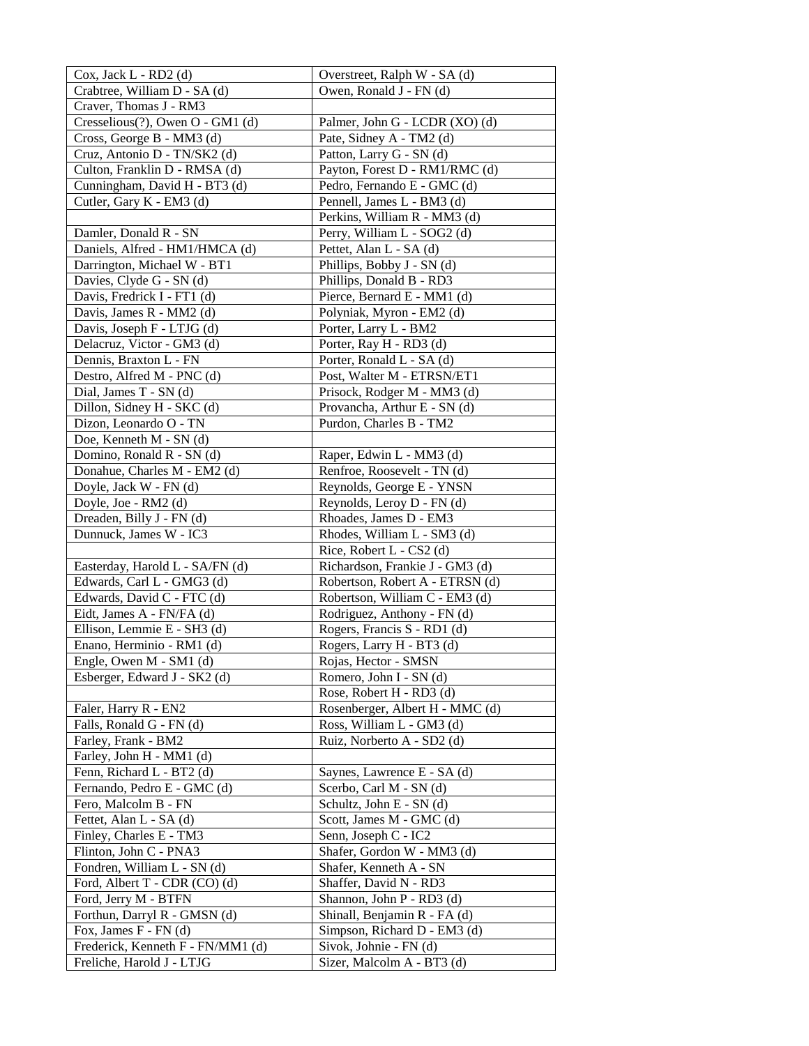| Cox, Jack L - RD2 (d) | Overstreet, Ralph W - SA (d) |
|---|---|
| Crabtree, William D - SA (d) | Owen, Ronald J - FN (d) |
| Craver, Thomas J - RM3 | |
| Cresselious(?), Owen O - GM1 (d) | Palmer, John G - LCDR (XO) (d) |
| Cross, George B - MM3 (d) | Pate, Sidney A - TM2 (d) |
| Cruz, Antonio D - TN/SK2 (d) | Patton, Larry G - SN (d) |
| Culton, Franklin D - RMSA (d) | Payton, Forest D - RM1/RMC (d) |
| Cunningham, David H - BT3 (d) | Pedro, Fernando E - GMC (d) |
| Cutler, Gary K - EM3 (d) | Pennell, James L - BM3 (d) |
| | Perkins, William R - MM3 (d) |
| Damler, Donald R - SN | Perry, William L - SOG2 (d) |
| Daniels, Alfred - HM1/HMCA (d) | Pettet, Alan L - SA (d) |
| Darrington, Michael W - BT1 | Phillips, Bobby J - SN (d) |
| Davies, Clyde G - SN (d) | Phillips, Donald B - RD3 |
| Davis, Fredrick I - FT1 (d) | Pierce, Bernard E - MM1 (d) |
| Davis, James R - MM2 (d) | Polyniak, Myron - EM2 (d) |
| Davis, Joseph F - LTJG (d) | Porter, Larry L - BM2 |
| Delacruz, Victor - GM3 (d) | Porter, Ray H - RD3 (d) |
| Dennis, Braxton L - FN | Porter, Ronald L - SA (d) |
| Destro, Alfred M - PNC (d) | Post, Walter M - ETRSN/ET1 |
| Dial, James T - SN (d) | Prisock, Rodger M - MM3 (d) |
| Dillon, Sidney H - SKC (d) | Provancha, Arthur E - SN (d) |
| Dizon, Leonardo O - TN | Purdon, Charles B - TM2 |
| Doe, Kenneth M - SN (d) | |
| Domino, Ronald R - SN (d) | Raper, Edwin L - MM3 (d) |
| Donahue, Charles M - EM2 (d) | Renfroe, Roosevelt - TN (d) |
| Doyle, Jack W - FN (d) | Reynolds, George E - YNSN |
| Doyle, Joe - RM2 (d) | Reynolds, Leroy D - FN (d) |
| Dreaden, Billy J - FN (d) | Rhoades, James D - EM3 |
| Dunnuck, James W - IC3 | Rhodes, William L - SM3 (d) |
| | Rice, Robert L - CS2 (d) |
| Easterday, Harold L - SA/FN (d) | Richardson, Frankie J - GM3 (d) |
| Edwards, Carl L - GMG3 (d) | Robertson, Robert A - ETRSN (d) |
| Edwards, David C - FTC (d) | Robertson, William C - EM3 (d) |
| Eidt, James A - FN/FA (d) | Rodriguez, Anthony - FN (d) |
| Ellison, Lemmie E - SH3 (d) | Rogers, Francis S - RD1 (d) |
| Enano, Herminio - RM1 (d) | Rogers, Larry H - BT3 (d) |
| Engle, Owen M - SM1 (d) | Rojas, Hector - SMSN |
| Esberger, Edward J - SK2 (d) | Romero, John I - SN (d) |
| | Rose, Robert H - RD3 (d) |
| Faler, Harry R - EN2 | Rosenberger, Albert H - MMC (d) |
| Falls, Ronald G - FN (d) | Ross, William L - GM3 (d) |
| Farley, Frank - BM2 | Ruiz, Norberto A - SD2 (d) |
| Farley, John H - MM1 (d) | |
| Fenn, Richard L - BT2 (d) | Saynes, Lawrence E - SA (d) |
| Fernando, Pedro E - GMC (d) | Scerbo, Carl M - SN (d) |
| Fero, Malcolm B - FN | Schultz, John E - SN (d) |
| Fettet, Alan L - SA (d) | Scott, James M - GMC (d) |
| Finley, Charles E - TM3 | Senn, Joseph C - IC2 |
| Flinton, John C - PNA3 | Shafer, Gordon W - MM3 (d) |
| Fondren, William L - SN (d) | Shafer, Kenneth A - SN |
| Ford, Albert T - CDR (CO) (d) | Shaffer, David N - RD3 |
| Ford, Jerry M - BTFN | Shannon, John P - RD3 (d) |
| Forthun, Darryl R - GMSN (d) | Shinall, Benjamin R - FA (d) |
| Fox, James F - FN (d) | Simpson, Richard D - EM3 (d) |
| Frederick, Kenneth F - FN/MM1 (d) | Sivok, Johnie - FN (d) |
| Freliche, Harold J - LTJG | Sizer, Malcolm A - BT3 (d) |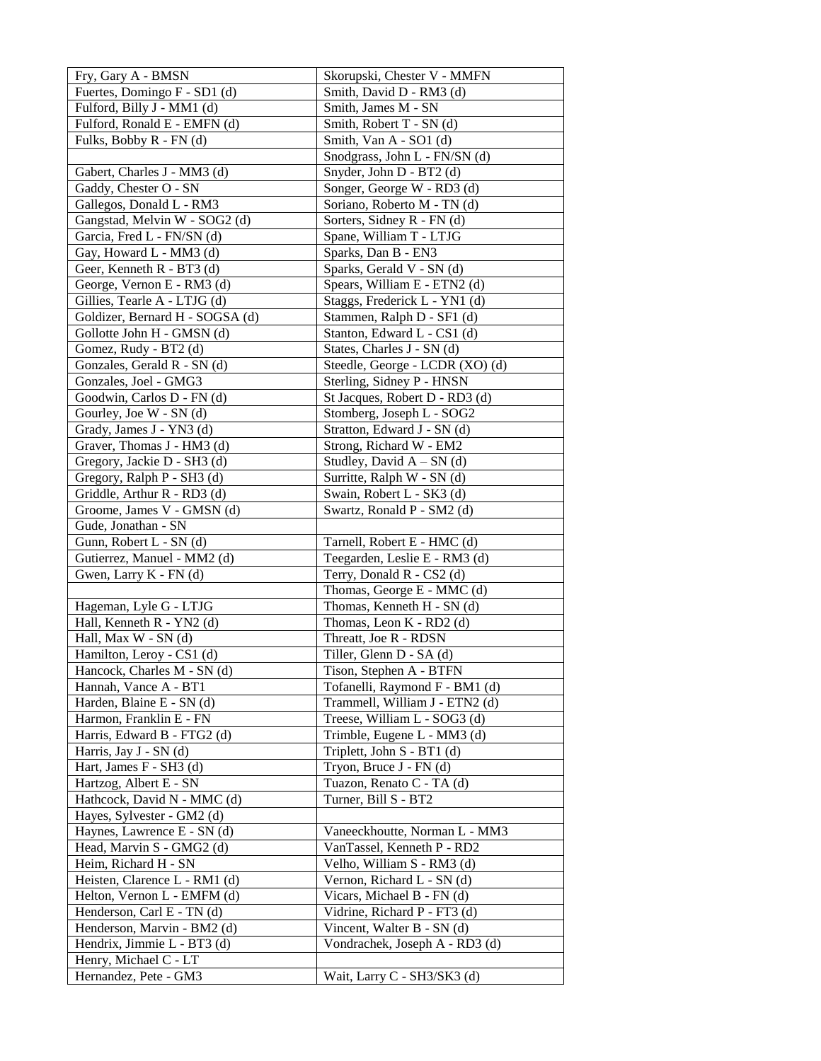| Fry, Gary A - BMSN | Skorupski, Chester V - MMFN |
|---|---|
| Fuertes, Domingo F - SD1 (d) | Smith, David D - RM3 (d) |
| Fulford, Billy J - MM1 (d) | Smith, James M - SN |
| Fulford, Ronald E - EMFN (d) | Smith, Robert T - SN (d) |
| Fulks, Bobby R - FN (d) | Smith, Van A - SO1 (d) |
| | Snodgrass, John L - FN/SN (d) |
| Gabert, Charles J - MM3 (d) | Snyder, John D - BT2 (d) |
| Gaddy, Chester O - SN | Songer, George W - RD3 (d) |
| Gallegos, Donald L - RM3 | Soriano, Roberto M - TN (d) |
| Gangstad, Melvin W - SOG2 (d) | Sorters, Sidney R - FN (d) |
| Garcia, Fred L - FN/SN (d) | Spane, William T - LTJG |
| Gay, Howard L - MM3 (d) | Sparks, Dan B - EN3 |
| Geer, Kenneth R - BT3 (d) | Sparks, Gerald V - SN (d) |
| George, Vernon E - RM3 (d) | Spears, William E - ETN2 (d) |
| Gillies, Tearle A - LTJG (d) | Staggs, Frederick L - YN1 (d) |
| Goldizer, Bernard H - SOGSA (d) | Stammen, Ralph D - SF1 (d) |
| Gollotte John H - GMSN (d) | Stanton, Edward L - CS1 (d) |
| Gomez, Rudy - BT2 (d) | States, Charles J - SN (d) |
| Gonzales, Gerald R - SN (d) | Steedle, George - LCDR (XO) (d) |
| Gonzales, Joel - GMG3 | Sterling, Sidney P - HNSN |
| Goodwin, Carlos D - FN (d) | St Jacques, Robert D - RD3 (d) |
| Gourley, Joe W - SN (d) | Stomberg, Joseph L - SOG2 |
| Grady, James J - YN3 (d) | Stratton, Edward J - SN (d) |
| Graver, Thomas J - HM3 (d) | Strong, Richard W - EM2 |
| Gregory, Jackie D - SH3 (d) | Studley, David A – SN (d) |
| Gregory, Ralph P - SH3 (d) | Surritte, Ralph W - SN (d) |
| Griddle, Arthur R - RD3 (d) | Swain, Robert L - SK3 (d) |
| Groome, James V - GMSN (d) | Swartz, Ronald P - SM2 (d) |
| Gude, Jonathan - SN | |
| Gunn, Robert L - SN (d) | Tarnell, Robert E - HMC (d) |
| Gutierrez, Manuel - MM2 (d) | Teegarden, Leslie E - RM3 (d) |
| Gwen, Larry K - FN (d) | Terry, Donald R - CS2 (d) |
| | Thomas, George E - MMC (d) |
| Hageman, Lyle G - LTJG | Thomas, Kenneth H - SN (d) |
| Hall, Kenneth R - YN2 (d) | Thomas, Leon K - RD2 (d) |
| Hall, Max W - SN (d) | Threatt, Joe R - RDSN |
| Hamilton, Leroy - CS1 (d) | Tiller, Glenn D - SA (d) |
| Hancock, Charles M - SN (d) | Tison, Stephen A - BTFN |
| Hannah, Vance A - BT1 | Tofanelli, Raymond F - BM1 (d) |
| Harden, Blaine E - SN (d) | Trammell, William J - ETN2 (d) |
| Harmon, Franklin E - FN | Treese, William L - SOG3 (d) |
| Harris, Edward B - FTG2 (d) | Trimble, Eugene L - MM3 (d) |
| Harris, Jay J - SN (d) | Triplett, John S - BT1 (d) |
| Hart, James F - SH3 (d) | Tryon, Bruce J - FN (d) |
| Hartzog, Albert E - SN | Tuazon, Renato C - TA (d) |
| Hathcock, David N - MMC (d) | Turner, Bill S - BT2 |
| Hayes, Sylvester - GM2 (d) | |
| Haynes, Lawrence E - SN (d) | Vaneeckhoutte, Norman L - MM3 |
| Head, Marvin S - GMG2 (d) | VanTassel, Kenneth P - RD2 |
| Heim, Richard H - SN | Velho, William S - RM3 (d) |
| Heisten, Clarence L - RM1 (d) | Vernon, Richard L - SN (d) |
| Helton, Vernon L - EMFM (d) | Vicars, Michael B - FN (d) |
| Henderson, Carl E - TN (d) | Vidrine, Richard P - FT3 (d) |
| Henderson, Marvin - BM2 (d) | Vincent, Walter B - SN (d) |
| Hendrix, Jimmie L - BT3 (d) | Vondrachek, Joseph A - RD3 (d) |
| Henry, Michael C - LT | |
| Hernandez, Pete - GM3 | Wait, Larry C - SH3/SK3 (d) |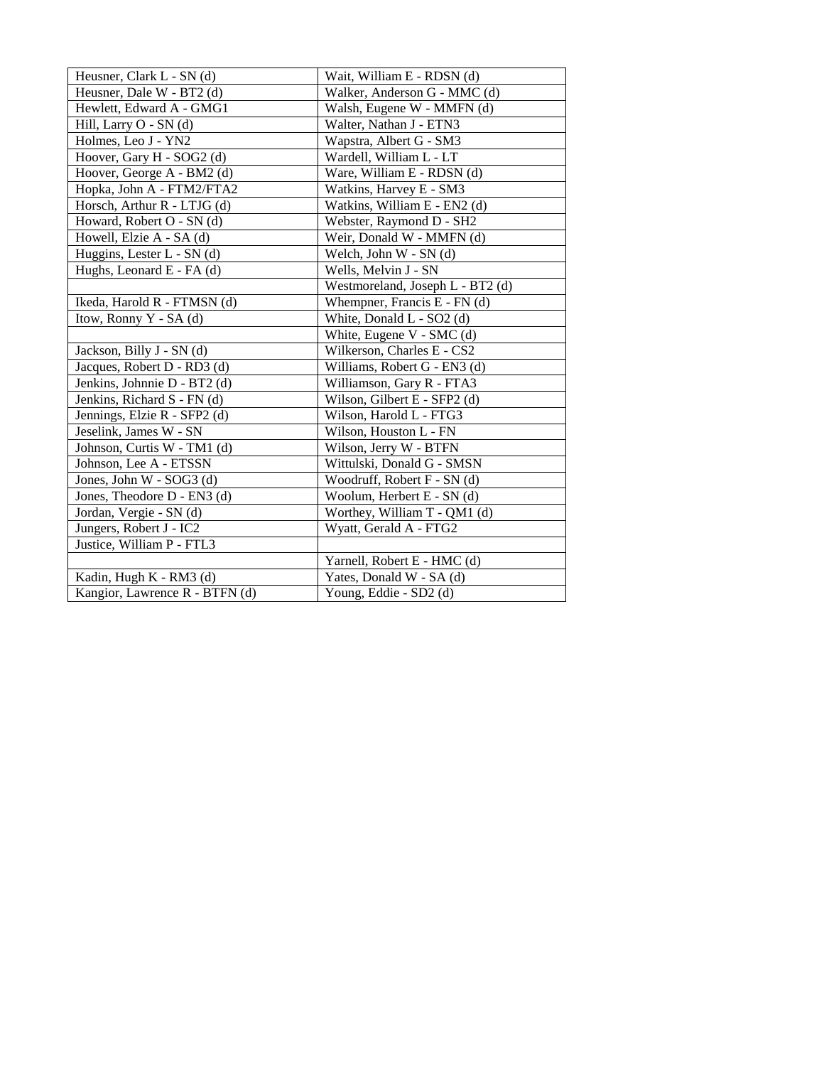| | |
|---|---|
| Heusner, Clark L - SN (d) | Wait, William E - RDSN (d) |
| Heusner, Dale W - BT2 (d) | Walker, Anderson G - MMC (d) |
| Hewlett, Edward A - GMG1 | Walsh, Eugene W - MMFN (d) |
| Hill, Larry O - SN (d) | Walter, Nathan J - ETN3 |
| Holmes, Leo J - YN2 | Wapstra, Albert G - SM3 |
| Hoover, Gary H - SOG2 (d) | Wardell, William L - LT |
| Hoover, George A - BM2 (d) | Ware, William E - RDSN (d) |
| Hopka, John A - FTM2/FTA2 | Watkins, Harvey E - SM3 |
| Horsch, Arthur R - LTJG (d) | Watkins, William E - EN2 (d) |
| Howard, Robert O - SN (d) | Webster, Raymond D - SH2 |
| Howell, Elzie A - SA (d) | Weir, Donald W - MMFN (d) |
| Huggins, Lester L - SN (d) | Welch, John W - SN (d) |
| Hughs, Leonard E - FA (d) | Wells, Melvin J - SN |
| | Westmoreland, Joseph L - BT2 (d) |
| Ikeda, Harold R - FTMSN (d) | Whempner, Francis E - FN (d) |
| Itow, Ronny Y - SA (d) | White, Donald L - SO2 (d) |
| | White, Eugene V - SMC (d) |
| Jackson, Billy J - SN (d) | Wilkerson, Charles E - CS2 |
| Jacques, Robert D - RD3 (d) | Williams, Robert G - EN3 (d) |
| Jenkins, Johnnie D - BT2 (d) | Williamson, Gary R - FTA3 |
| Jenkins, Richard S - FN (d) | Wilson, Gilbert E - SFP2 (d) |
| Jennings, Elzie R - SFP2 (d) | Wilson, Harold L - FTG3 |
| Jeselink, James W - SN | Wilson, Houston L - FN |
| Johnson, Curtis W - TM1 (d) | Wilson, Jerry W - BTFN |
| Johnson, Lee A - ETSSN | Wittulski, Donald G - SMSN |
| Jones, John W - SOG3 (d) | Woodruff, Robert F - SN (d) |
| Jones, Theodore D - EN3 (d) | Woolum, Herbert E - SN (d) |
| Jordan, Vergie - SN (d) | Worthey, William T - QM1 (d) |
| Jungers, Robert J - IC2 | Wyatt, Gerald A - FTG2 |
| Justice, William P - FTL3 | |
| | Yarnell, Robert E - HMC (d) |
| Kadin, Hugh K - RM3 (d) | Yates, Donald W - SA (d) |
| Kangior, Lawrence R - BTFN (d) | Young, Eddie - SD2 (d) |